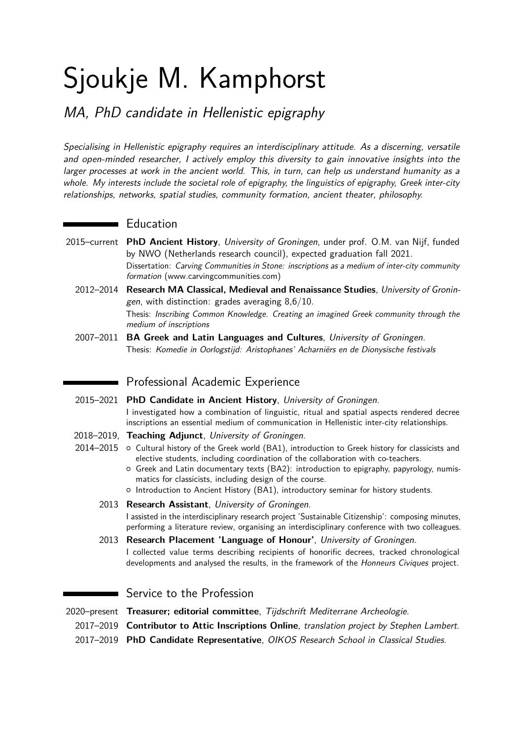# Sjoukje M. Kamphorst

## *MA, PhD candidate in Hellenistic epigraphy*

*Specialising in Hellenistic epigraphy requires an interdisciplinary attitude. As a discerning, versatile and open-minded researcher, I actively employ this diversity to gain innovative insights into the larger processes at work in the ancient world. This, in turn, can help us understand humanity as a whole. My interests include the societal role of epigraphy, the linguistics of epigraphy, Greek inter-city relationships, networks, spatial studies, community formation, ancient theater, philosophy.*

## Education

2015–current **PhD Ancient History**, *University of Groningen*, under prof. O.M. van Nijf, funded by NWO (Netherlands research council), expected graduation fall 2021.
Dissertation: *Carving Communities in Stone: inscriptions as a medium of inter-city community formation* (www.carvingcommunities.com)

2012–2014 **Research MA Classical, Medieval and Renaissance Studies**, *University of Groningen*, with distinction: grades averaging 8,6/10.
Thesis: *Inscribing Common Knowledge. Creating an imagined Greek community through the medium of inscriptions*

2007–2011 **BA Greek and Latin Languages and Cultures**, *University of Groningen*.
Thesis: *Komedie in Oorlogstijd: Aristophanes' Acharniërs en de Dionysische festivals*

## Professional Academic Experience

2015–2021 **PhD Candidate in Ancient History**, *University of Groningen*.
I investigated how a combination of linguistic, ritual and spatial aspects rendered decree inscriptions an essential medium of communication in Hellenistic inter-city relationships.

2018–2019, 2014–2015 **Teaching Adjunct**, *University of Groningen*.

- Cultural history of the Greek world (BA1), introduction to Greek history for classicists and elective students, including coordination of the collaboration with co-teachers.
- Greek and Latin documentary texts (BA2): introduction to epigraphy, papyrology, numismatics for classicists, including design of the course.
- Introduction to Ancient History (BA1), introductory seminar for history students.

2013 **Research Assistant**, *University of Groningen*.
I assisted in the interdisciplinary research project 'Sustainable Citizenship': composing minutes, performing a literature review, organising an interdisciplinary conference with two colleagues.

2013 **Research Placement 'Language of Honour'**, *University of Groningen*.
I collected value terms describing recipients of honorific decrees, tracked chronological developments and analysed the results, in the framework of the *Honneurs Civiques* project.

## Service to the Profession

2020–present **Treasurer; editorial committee**, *Tijdschrift Mediterrane Archeologie*.

2017–2019 **Contributor to Attic Inscriptions Online**, *translation project by Stephen Lambert*.

2017–2019 **PhD Candidate Representative**, *OIKOS Research School in Classical Studies*.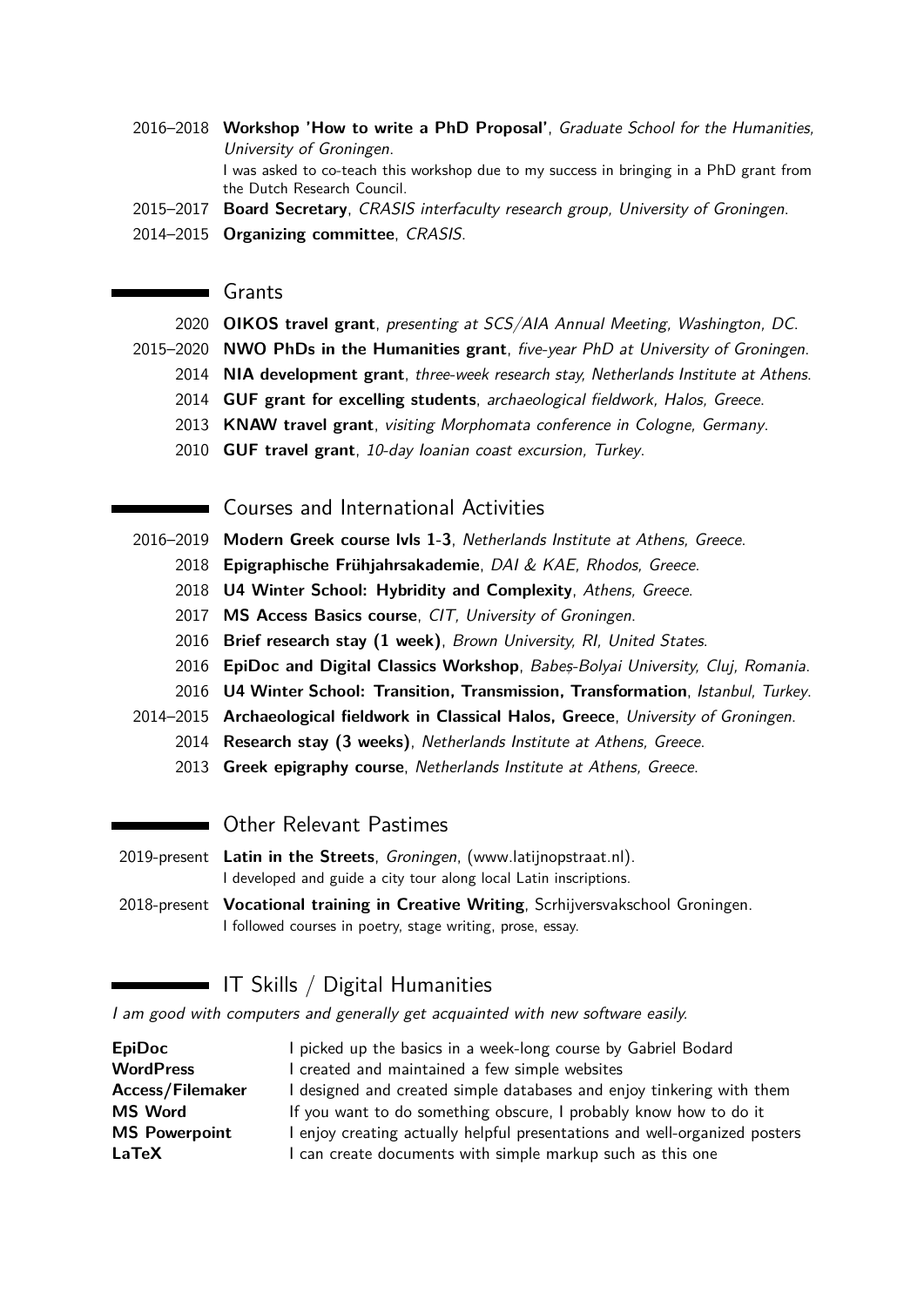2016–2018 **Workshop 'How to write a PhD Proposal'**, *Graduate School for the Humanities, University of Groningen*.
I was asked to co-teach this workshop due to my success in bringing in a PhD grant from the Dutch Research Council.

2015–2017 **Board Secretary**, *CRASIS interfaculty research group, University of Groningen*.

2014–2015 **Organizing committee**, *CRASIS*.

## Grants

2020 **OIKOS travel grant**, *presenting at SCS/AIA Annual Meeting, Washington, DC*.

2015–2020 **NWO PhDs in the Humanities grant**, *five-year PhD at University of Groningen*.

2014 **NIA development grant**, *three-week research stay, Netherlands Institute at Athens*.

2014 **GUF grant for excelling students**, *archaeological fieldwork, Halos, Greece*.

2013 **KNAW travel grant**, *visiting Morphomata conference in Cologne, Germany*.

2010 **GUF travel grant**, *10-day Ioanian coast excursion, Turkey*.

## Courses and International Activities

2016–2019 **Modern Greek course lvls 1-3**, *Netherlands Institute at Athens, Greece*.

2018 **Epigraphische Frühjahrsakademie**, *DAI & KAE, Rhodos, Greece*.

2018 **U4 Winter School: Hybridity and Complexity**, *Athens, Greece*.

2017 **MS Access Basics course**, *CIT, University of Groningen*.

2016 **Brief research stay (1 week)**, *Brown University, RI, United States*.

2016 **EpiDoc and Digital Classics Workshop**, *Babeș-Bolyai University, Cluj, Romania*.

2016 **U4 Winter School: Transition, Transmission, Transformation**, *Istanbul, Turkey*.

2014–2015 **Archaeological fieldwork in Classical Halos, Greece**, *University of Groningen*.

2014 **Research stay (3 weeks)**, *Netherlands Institute at Athens, Greece*.

2013 **Greek epigraphy course**, *Netherlands Institute at Athens, Greece*.

## Other Relevant Pastimes

2019-present **Latin in the Streets**, *Groningen*, (www.latijnopstraat.nl).
I developed and guide a city tour along local Latin inscriptions.

2018-present **Vocational training in Creative Writing**, Scrhijversvakschool Groningen.
I followed courses in poetry, stage writing, prose, essay.

## IT Skills / Digital Humanities

*I am good with computers and generally get acquainted with new software easily.*

**EpiDoc** I picked up the basics in a week-long course by Gabriel Bodard
**WordPress** I created and maintained a few simple websites
**Access/Filemaker** I designed and created simple databases and enjoy tinkering with them
**MS Word** If you want to do something obscure, I probably know how to do it
**MS Powerpoint** I enjoy creating actually helpful presentations and well-organized posters
**LaTeX** I can create documents with simple markup such as this one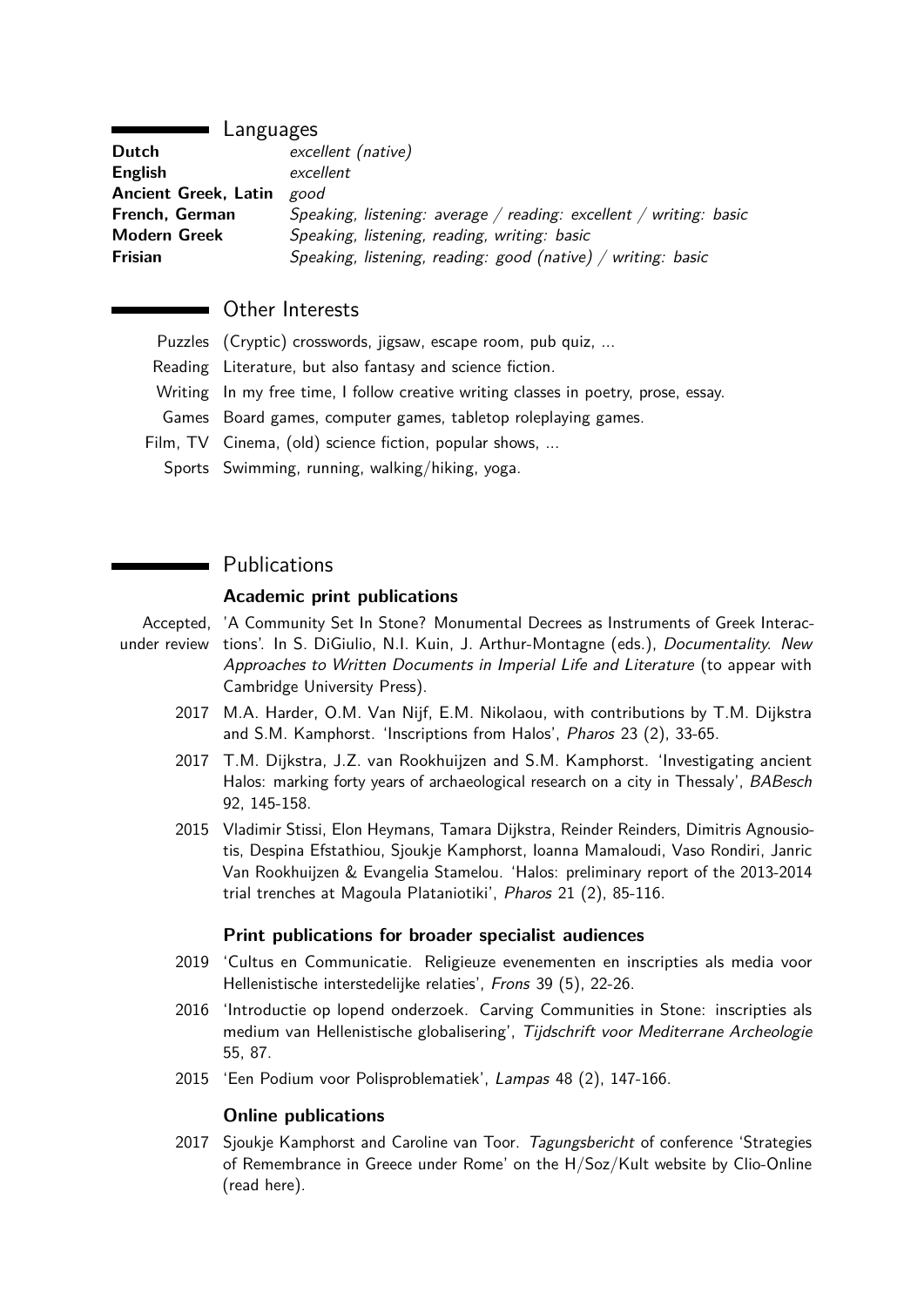## Languages

| | |
|---|---|
| **Dutch** | *excellent (native)* |
| **English** | *excellent* |
| **Ancient Greek, Latin** | *good* |
| **French, German** | *Speaking, listening: average / reading: excellent / writing: basic* |
| **Modern Greek** | *Speaking, listening, reading, writing: basic* |
| **Frisian** | *Speaking, listening, reading: good (native) / writing: basic* |

## Other Interests

| | |
|---|---|
| Puzzles | (Cryptic) crosswords, jigsaw, escape room, pub quiz, ... |
| Reading | Literature, but also fantasy and science fiction. |
| Writing | In my free time, I follow creative writing classes in poetry, prose, essay. |
| Games | Board games, computer games, tabletop roleplaying games. |
| Film, TV | Cinema, (old) science fiction, popular shows, ... |
| Sports | Swimming, running, walking/hiking, yoga. |

## Publications

### Academic print publications

Accepted, under review — 'A Community Set In Stone? Monumental Decrees as Instruments of Greek Interactions'. In S. DiGiulio, N.I. Kuin, J. Arthur-Montagne (eds.), *Documentality. New Approaches to Written Documents in Imperial Life and Literature* (to appear with Cambridge University Press).

2017 — M.A. Harder, O.M. Van Nijf, E.M. Nikolaou, with contributions by T.M. Dijkstra and S.M. Kamphorst. 'Inscriptions from Halos', *Pharos* 23 (2), 33-65.

2017 — T.M. Dijkstra, J.Z. van Rookhuijzen and S.M. Kamphorst. 'Investigating ancient Halos: marking forty years of archaeological research on a city in Thessaly', *BABesch* 92, 145-158.

2015 — Vladimir Stissi, Elon Heymans, Tamara Dijkstra, Reinder Reinders, Dimitris Agnousiotis, Despina Efstathiou, Sjoukje Kamphorst, Ioanna Mamaloudi, Vaso Rondiri, Janric Van Rookhuijzen & Evangelia Stamelou. 'Halos: preliminary report of the 2013-2014 trial trenches at Magoula Plataniotiki', *Pharos* 21 (2), 85-116.

### Print publications for broader specialist audiences

2019 — 'Cultus en Communicatie. Religieuze evenementen en inscripties als media voor Hellenistische interstedelijke relaties', *Frons* 39 (5), 22-26.

2016 — 'Introductie op lopend onderzoek. Carving Communities in Stone: inscripties als medium van Hellenistische globalisering', *Tijdschrift voor Mediterrane Archeologie* 55, 87.

2015 — 'Een Podium voor Polisproblematiek', *Lampas* 48 (2), 147-166.

### Online publications

2017 — Sjoukje Kamphorst and Caroline van Toor. *Tagungsbericht* of conference 'Strategies of Remembrance in Greece under Rome' on the H/Soz/Kult website by Clio-Online (read here).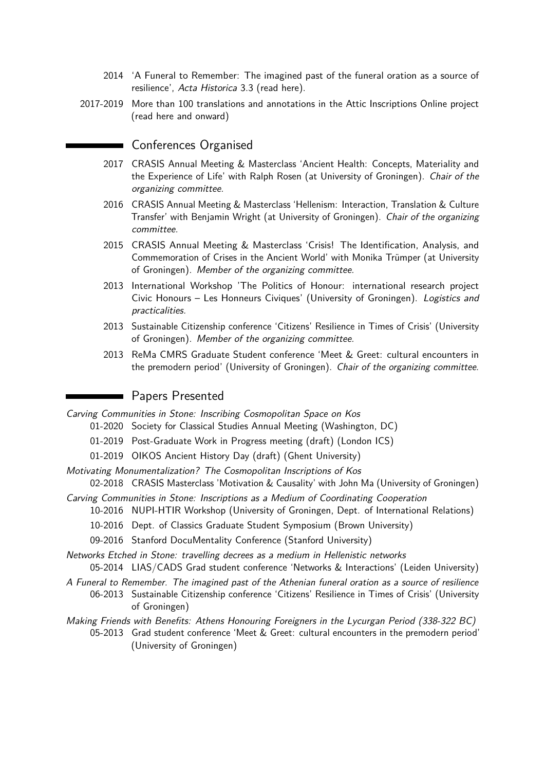2014 'A Funeral to Remember: The imagined past of the funeral oration as a source of resilience', *Acta Historica* 3.3 (read here).

2017-2019 More than 100 translations and annotations in the Attic Inscriptions Online project (read here and onward)

## Conferences Organised

2017 CRASIS Annual Meeting & Masterclass 'Ancient Health: Concepts, Materiality and the Experience of Life' with Ralph Rosen (at University of Groningen). *Chair of the organizing committee.*

2016 CRASIS Annual Meeting & Masterclass 'Hellenism: Interaction, Translation & Culture Transfer' with Benjamin Wright (at University of Groningen). *Chair of the organizing committee.*

2015 CRASIS Annual Meeting & Masterclass 'Crisis! The Identification, Analysis, and Commemoration of Crises in the Ancient World' with Monika Trümper (at University of Groningen). *Member of the organizing committee.*

2013 International Workshop 'The Politics of Honour: international research project Civic Honours – Les Honneurs Civiques' (University of Groningen). *Logistics and practicalities.*

2013 Sustainable Citizenship conference 'Citizens' Resilience in Times of Crisis' (University of Groningen). *Member of the organizing committee.*

2013 ReMa CMRS Graduate Student conference 'Meet & Greet: cultural encounters in the premodern period' (University of Groningen). *Chair of the organizing committee.*

## Papers Presented

*Carving Communities in Stone: Inscribing Cosmopolitan Space on Kos*

01-2020 Society for Classical Studies Annual Meeting (Washington, DC)

01-2019 Post-Graduate Work in Progress meeting (draft) (London ICS)

01-2019 OIKOS Ancient History Day (draft) (Ghent University)

*Motivating Monumentalization? The Cosmopolitan Inscriptions of Kos*

02-2018 CRASIS Masterclass 'Motivation & Causality' with John Ma (University of Groningen)

*Carving Communities in Stone: Inscriptions as a Medium of Coordinating Cooperation*

10-2016 NUPI-HTIR Workshop (University of Groningen, Dept. of International Relations)

10-2016 Dept. of Classics Graduate Student Symposium (Brown University)

09-2016 Stanford DocuMentality Conference (Stanford University)

*Networks Etched in Stone: travelling decrees as a medium in Hellenistic networks*

05-2014 LIAS/CADS Grad student conference 'Networks & Interactions' (Leiden University)

*A Funeral to Remember. The imagined past of the Athenian funeral oration as a source of resilience*

06-2013 Sustainable Citizenship conference 'Citizens' Resilience in Times of Crisis' (University of Groningen)

*Making Friends with Benefits: Athens Honouring Foreigners in the Lycurgan Period (338-322 BC)*

05-2013 Grad student conference 'Meet & Greet: cultural encounters in the premodern period' (University of Groningen)